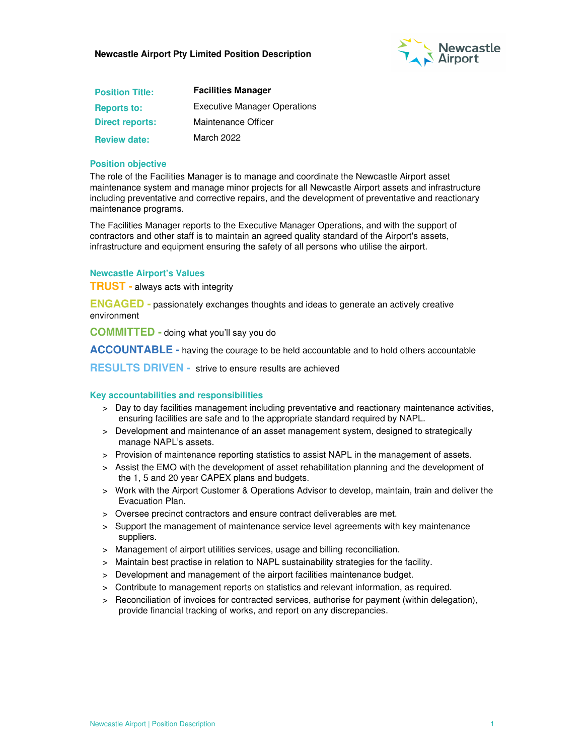**Newcastle Airport Pty Limited Position Description**

| | |
|---|---|
| **Position Title:** | **Facilities Manager** |
| **Reports to:** | Executive Manager Operations |
| **Direct reports:** | Maintenance Officer |
| **Review date:** | March 2022 |

## Position objective

The role of the Facilities Manager is to manage and coordinate the Newcastle Airport asset maintenance system and manage minor projects for all Newcastle Airport assets and infrastructure including preventative and corrective repairs, and the development of preventative and reactionary maintenance programs.

The Facilities Manager reports to the Executive Manager Operations, and with the support of contractors and other staff is to maintain an agreed quality standard of the Airport's assets, infrastructure and equipment ensuring the safety of all persons who utilise the airport.

## Newcastle Airport's Values

**TRUST -** always acts with integrity

**ENGAGED -** passionately exchanges thoughts and ideas to generate an actively creative environment

**COMMITTED -** doing what you'll say you do

**ACCOUNTABLE -** having the courage to be held accountable and to hold others accountable

**RESULTS DRIVEN -** strive to ensure results are achieved

## Key accountabilities and responsibilities

- Day to day facilities management including preventative and reactionary maintenance activities, ensuring facilities are safe and to the appropriate standard required by NAPL.
- Development and maintenance of an asset management system, designed to strategically manage NAPL's assets.
- Provision of maintenance reporting statistics to assist NAPL in the management of assets.
- Assist the EMO with the development of asset rehabilitation planning and the development of the 1, 5 and 20 year CAPEX plans and budgets.
- Work with the Airport Customer & Operations Advisor to develop, maintain, train and deliver the Evacuation Plan.
- Oversee precinct contractors and ensure contract deliverables are met.
- Support the management of maintenance service level agreements with key maintenance suppliers.
- Management of airport utilities services, usage and billing reconciliation.
- Maintain best practise in relation to NAPL sustainability strategies for the facility.
- Development and management of the airport facilities maintenance budget.
- Contribute to management reports on statistics and relevant information, as required.
- Reconciliation of invoices for contracted services, authorise for payment (within delegation), provide financial tracking of works, and report on any discrepancies.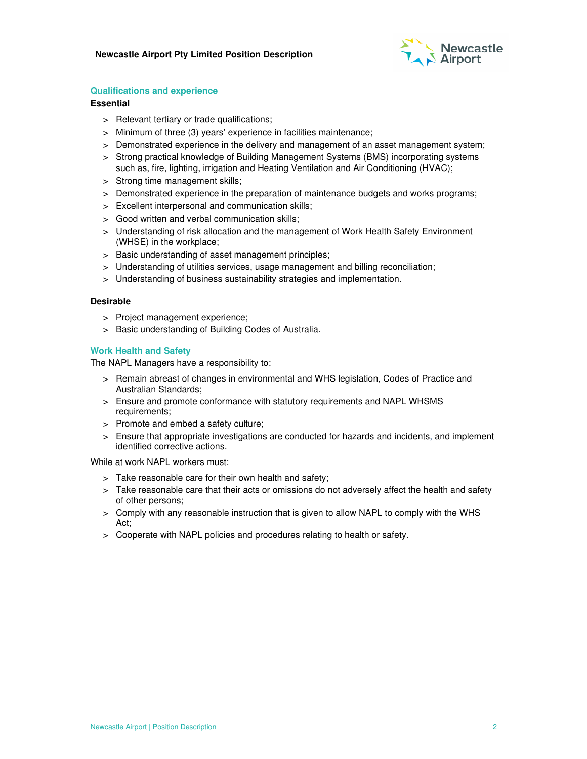## Qualifications and experience

**Essential**

- Relevant tertiary or trade qualifications;
- Minimum of three (3) years' experience in facilities maintenance;
- Demonstrated experience in the delivery and management of an asset management system;
- Strong practical knowledge of Building Management Systems (BMS) incorporating systems such as, fire, lighting, irrigation and Heating Ventilation and Air Conditioning (HVAC);
- Strong time management skills;
- Demonstrated experience in the preparation of maintenance budgets and works programs;
- Excellent interpersonal and communication skills;
- Good written and verbal communication skills;
- Understanding of risk allocation and the management of Work Health Safety Environment (WHSE) in the workplace;
- Basic understanding of asset management principles;
- Understanding of utilities services, usage management and billing reconciliation;
- Understanding of business sustainability strategies and implementation.

**Desirable**

- Project management experience;
- Basic understanding of Building Codes of Australia.

## Work Health and Safety

The NAPL Managers have a responsibility to:

- Remain abreast of changes in environmental and WHS legislation, Codes of Practice and Australian Standards;
- Ensure and promote conformance with statutory requirements and NAPL WHSMS requirements;
- Promote and embed a safety culture;
- Ensure that appropriate investigations are conducted for hazards and incidents, and implement identified corrective actions.

While at work NAPL workers must:

- Take reasonable care for their own health and safety;
- Take reasonable care that their acts or omissions do not adversely affect the health and safety of other persons;
- Comply with any reasonable instruction that is given to allow NAPL to comply with the WHS Act;
- Cooperate with NAPL policies and procedures relating to health or safety.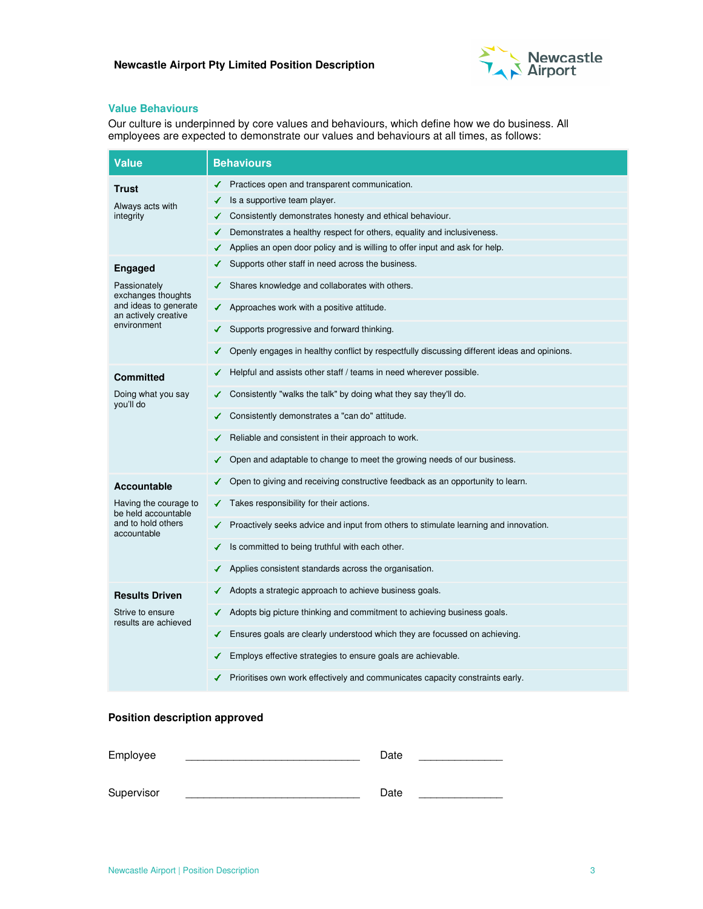### Value Behaviours

Our culture is underpinned by core values and behaviours, which define how we do business. All employees are expected to demonstrate our values and behaviours at all times, as follows:

| Value | Behaviours |
|---|---|
| **Trust**<br>Always acts with integrity | ✓ Practices open and transparent communication.<br>✓ Is a supportive team player.<br>✓ Consistently demonstrates honesty and ethical behaviour.<br>✓ Demonstrates a healthy respect for others, equality and inclusiveness.<br>✓ Applies an open door policy and is willing to offer input and ask for help. |
| **Engaged**<br>Passionately exchanges thoughts and ideas to generate an actively creative environment | ✓ Supports other staff in need across the business.<br>✓ Shares knowledge and collaborates with others.<br>✓ Approaches work with a positive attitude.<br>✓ Supports progressive and forward thinking.<br>✓ Openly engages in healthy conflict by respectfully discussing different ideas and opinions. |
| **Committed**<br>Doing what you say you'll do | ✓ Helpful and assists other staff / teams in need wherever possible.<br>✓ Consistently "walks the talk" by doing what they say they'll do.<br>✓ Consistently demonstrates a "can do" attitude.<br>✓ Reliable and consistent in their approach to work.<br>✓ Open and adaptable to change to meet the growing needs of our business. |
| **Accountable**<br>Having the courage to be held accountable and to hold others accountable | ✓ Open to giving and receiving constructive feedback as an opportunity to learn.<br>✓ Takes responsibility for their actions.<br>✓ Proactively seeks advice and input from others to stimulate learning and innovation.<br>✓ Is committed to being truthful with each other.<br>✓ Applies consistent standards across the organisation. |
| **Results Driven**<br>Strive to ensure results are achieved | ✓ Adopts a strategic approach to achieve business goals.<br>✓ Adopts big picture thinking and commitment to achieving business goals.<br>✓ Ensures goals are clearly understood which they are focussed on achieving.<br>✓ Employs effective strategies to ensure goals are achievable.<br>✓ Prioritises own work effectively and communicates capacity constraints early. |

**Position description approved**

Employee ______________________________ Date ______________

Supervisor ______________________________ Date ______________